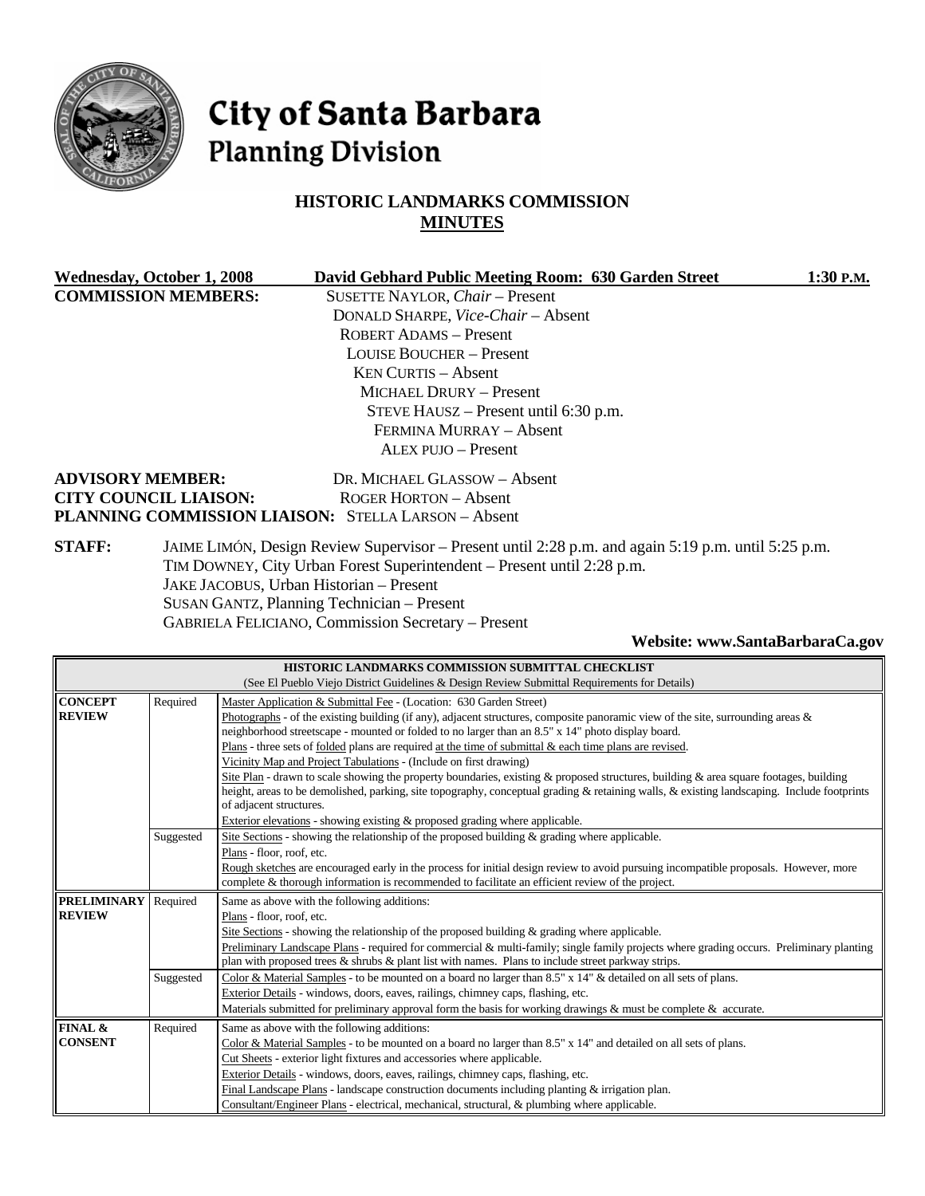# City of Santa Barbara
## Planning Division

### HISTORIC LANDMARKS COMMISSION
### MINUTES

**Wednesday, October 1, 2008** **David Gebhard Public Meeting Room: 630 Garden Street** **1:30 P.M.**

**COMMISSION MEMBERS:**
SUSETTE NAYLOR, *Chair* – Present
DONALD SHARPE, *Vice-Chair* – Absent
ROBERT ADAMS – Present
LOUISE BOUCHER – Present
KEN CURTIS – Absent
MICHAEL DRURY – Present
STEVE HAUSZ – Present until 6:30 p.m.
FERMINA MURRAY – Absent
ALEX PUJO – Present

**ADVISORY MEMBER:** DR. MICHAEL GLASSOW – Absent
**CITY COUNCIL LIAISON:** ROGER HORTON – Absent
**PLANNING COMMISSION LIAISON:** STELLA LARSON – Absent

**STAFF:**
JAIME LIMÓN, Design Review Supervisor – Present until 2:28 p.m. and again 5:19 p.m. until 5:25 p.m.
TIM DOWNEY, City Urban Forest Superintendent – Present until 2:28 p.m.
JAKE JACOBUS, Urban Historian – Present
SUSAN GANTZ, Planning Technician – Present
GABRIELA FELICIANO, Commission Secretary – Present

**Website: www.SantaBarbaraCa.gov**

| HISTORIC LANDMARKS COMMISSION SUBMITTAL CHECKLIST (See El Pueblo Viejo District Guidelines & Design Review Submittal Requirements for Details) | | |
|---|---|---|
| **CONCEPT REVIEW** | Required | Master Application & Submittal Fee - (Location: 630 Garden Street)<br>Photographs - of the existing building (if any), adjacent structures, composite panoramic view of the site, surrounding areas & neighborhood streetscape - mounted or folded to no larger than an 8.5" x 14" photo display board.<br>Plans - three sets of folded plans are required at the time of submittal & each time plans are revised.<br>Vicinity Map and Project Tabulations - (Include on first drawing)<br>Site Plan - drawn to scale showing the property boundaries, existing & proposed structures, building & area square footages, building height, areas to be demolished, parking, site topography, conceptual grading & retaining walls, & existing landscaping. Include footprints of adjacent structures.<br>Exterior elevations - showing existing & proposed grading where applicable. |
| | Suggested | Site Sections - showing the relationship of the proposed building & grading where applicable.<br>Plans - floor, roof, etc.<br>Rough sketches are encouraged early in the process for initial design review to avoid pursuing incompatible proposals. However, more complete & thorough information is recommended to facilitate an efficient review of the project. |
| **PRELIMINARY REVIEW** | Required | Same as above with the following additions:<br>Plans - floor, roof, etc.<br>Site Sections - showing the relationship of the proposed building & grading where applicable.<br>Preliminary Landscape Plans - required for commercial & multi-family; single family projects where grading occurs. Preliminary planting plan with proposed trees & shrubs & plant list with names. Plans to include street parkway strips. |
| | Suggested | Color & Material Samples - to be mounted on a board no larger than 8.5" x 14" & detailed on all sets of plans.<br>Exterior Details - windows, doors, eaves, railings, chimney caps, flashing, etc.<br>Materials submitted for preliminary approval form the basis for working drawings & must be complete & accurate. |
| **FINAL & CONSENT** | Required | Same as above with the following additions:<br>Color & Material Samples - to be mounted on a board no larger than 8.5" x 14" and detailed on all sets of plans.<br>Cut Sheets - exterior light fixtures and accessories where applicable.<br>Exterior Details - windows, doors, eaves, railings, chimney caps, flashing, etc.<br>Final Landscape Plans - landscape construction documents including planting & irrigation plan.<br>Consultant/Engineer Plans - electrical, mechanical, structural, & plumbing where applicable. |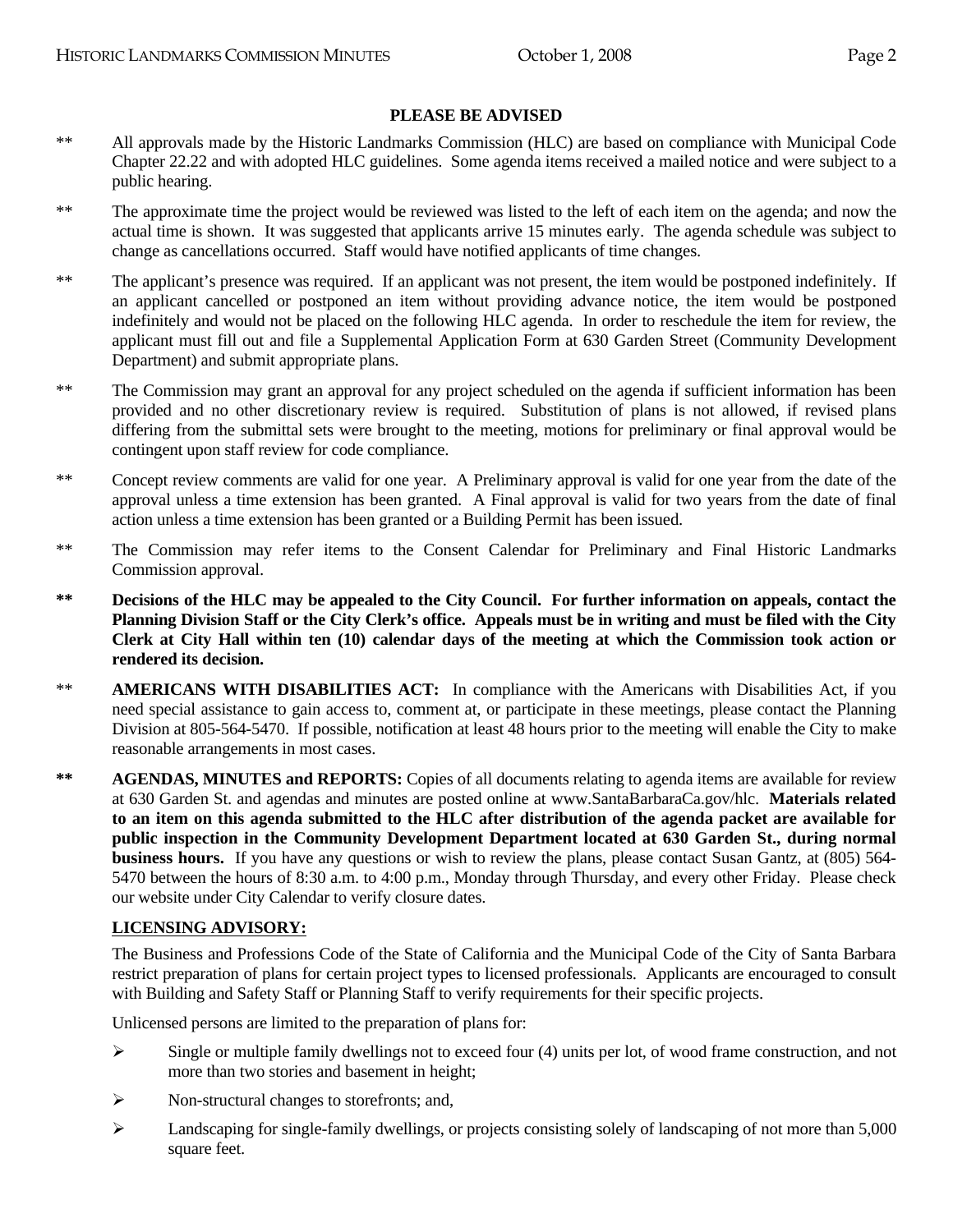**PLEASE BE ADVISED**

** All approvals made by the Historic Landmarks Commission (HLC) are based on compliance with Municipal Code Chapter 22.22 and with adopted HLC guidelines. Some agenda items received a mailed notice and were subject to a public hearing.

** The approximate time the project would be reviewed was listed to the left of each item on the agenda; and now the actual time is shown. It was suggested that applicants arrive 15 minutes early. The agenda schedule was subject to change as cancellations occurred. Staff would have notified applicants of time changes.

** The applicant's presence was required. If an applicant was not present, the item would be postponed indefinitely. If an applicant cancelled or postponed an item without providing advance notice, the item would be postponed indefinitely and would not be placed on the following HLC agenda. In order to reschedule the item for review, the applicant must fill out and file a Supplemental Application Form at 630 Garden Street (Community Development Department) and submit appropriate plans.

** The Commission may grant an approval for any project scheduled on the agenda if sufficient information has been provided and no other discretionary review is required. Substitution of plans is not allowed, if revised plans differing from the submittal sets were brought to the meeting, motions for preliminary or final approval would be contingent upon staff review for code compliance.

** Concept review comments are valid for one year. A Preliminary approval is valid for one year from the date of the approval unless a time extension has been granted. A Final approval is valid for two years from the date of final action unless a time extension has been granted or a Building Permit has been issued.

** The Commission may refer items to the Consent Calendar for Preliminary and Final Historic Landmarks Commission approval.

**\*\* Decisions of the HLC may be appealed to the City Council. For further information on appeals, contact the Planning Division Staff or the City Clerk's office. Appeals must be in writing and must be filed with the City Clerk at City Hall within ten (10) calendar days of the meeting at which the Commission took action or rendered its decision.**

** **AMERICANS WITH DISABILITIES ACT:** In compliance with the Americans with Disabilities Act, if you need special assistance to gain access to, comment at, or participate in these meetings, please contact the Planning Division at 805-564-5470. If possible, notification at least 48 hours prior to the meeting will enable the City to make reasonable arrangements in most cases.

** **AGENDAS, MINUTES and REPORTS:** Copies of all documents relating to agenda items are available for review at 630 Garden St. and agendas and minutes are posted online at www.SantaBarbaraCa.gov/hlc. **Materials related to an item on this agenda submitted to the HLC after distribution of the agenda packet are available for public inspection in the Community Development Department located at 630 Garden St., during normal business hours.** If you have any questions or wish to review the plans, please contact Susan Gantz, at (805) 564-5470 between the hours of 8:30 a.m. to 4:00 p.m., Monday through Thursday, and every other Friday. Please check our website under City Calendar to verify closure dates.

**LICENSING ADVISORY:**

The Business and Professions Code of the State of California and the Municipal Code of the City of Santa Barbara restrict preparation of plans for certain project types to licensed professionals. Applicants are encouraged to consult with Building and Safety Staff or Planning Staff to verify requirements for their specific projects.

Unlicensed persons are limited to the preparation of plans for:

- Single or multiple family dwellings not to exceed four (4) units per lot, of wood frame construction, and not more than two stories and basement in height;
- Non-structural changes to storefronts; and,
- Landscaping for single-family dwellings, or projects consisting solely of landscaping of not more than 5,000 square feet.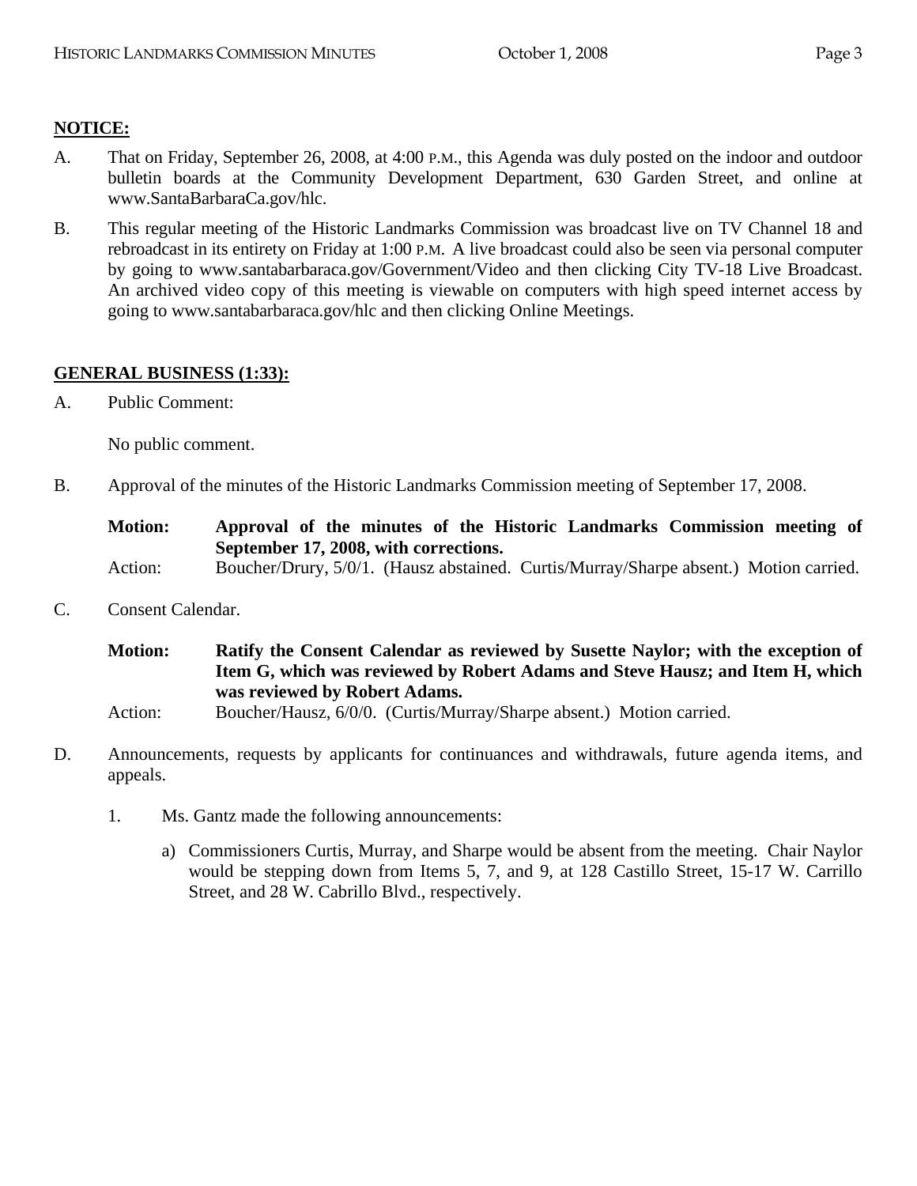**NOTICE:**

A. That on Friday, September 26, 2008, at 4:00 P.M., this Agenda was duly posted on the indoor and outdoor bulletin boards at the Community Development Department, 630 Garden Street, and online at www.SantaBarbaraCa.gov/hlc.

B. This regular meeting of the Historic Landmarks Commission was broadcast live on TV Channel 18 and rebroadcast in its entirety on Friday at 1:00 P.M. A live broadcast could also be seen via personal computer by going to www.santabarbaraca.gov/Government/Video and then clicking City TV-18 Live Broadcast. An archived video copy of this meeting is viewable on computers with high speed internet access by going to www.santabarbaraca.gov/hlc and then clicking Online Meetings.

**GENERAL BUSINESS (1:33):**

A. Public Comment:

No public comment.

B. Approval of the minutes of the Historic Landmarks Commission meeting of September 17, 2008.

**Motion: Approval of the minutes of the Historic Landmarks Commission meeting of September 17, 2008, with corrections.**

Action: Boucher/Drury, 5/0/1. (Hausz abstained. Curtis/Murray/Sharpe absent.) Motion carried.

C. Consent Calendar.

**Motion: Ratify the Consent Calendar as reviewed by Susette Naylor; with the exception of Item G, which was reviewed by Robert Adams and Steve Hausz; and Item H, which was reviewed by Robert Adams.**

Action: Boucher/Hausz, 6/0/0. (Curtis/Murray/Sharpe absent.) Motion carried.

D. Announcements, requests by applicants for continuances and withdrawals, future agenda items, and appeals.

1. Ms. Gantz made the following announcements:

   a) Commissioners Curtis, Murray, and Sharpe would be absent from the meeting. Chair Naylor would be stepping down from Items 5, 7, and 9, at 128 Castillo Street, 15-17 W. Carrillo Street, and 28 W. Cabrillo Blvd., respectively.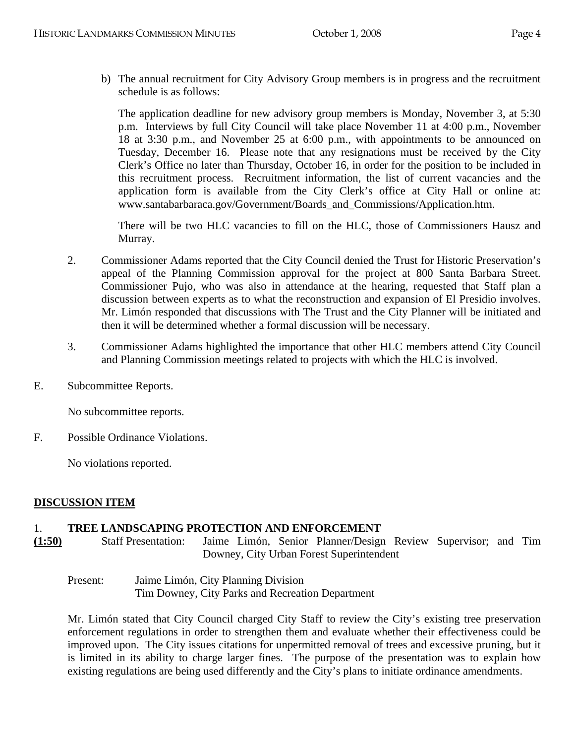b) The annual recruitment for City Advisory Group members is in progress and the recruitment schedule is as follows:

   The application deadline for new advisory group members is Monday, November 3, at 5:30 p.m. Interviews by full City Council will take place November 11 at 4:00 p.m., November 18 at 3:30 p.m., and November 25 at 6:00 p.m., with appointments to be announced on Tuesday, December 16. Please note that any resignations must be received by the City Clerk's Office no later than Thursday, October 16, in order for the position to be included in this recruitment process. Recruitment information, the list of current vacancies and the application form is available from the City Clerk's office at City Hall or online at: www.santabarbaraca.gov/Government/Boards_and_Commissions/Application.htm.

   There will be two HLC vacancies to fill on the HLC, those of Commissioners Hausz and Murray.

2. Commissioner Adams reported that the City Council denied the Trust for Historic Preservation's appeal of the Planning Commission approval for the project at 800 Santa Barbara Street. Commissioner Pujo, who was also in attendance at the hearing, requested that Staff plan a discussion between experts as to what the reconstruction and expansion of El Presidio involves. Mr. Limón responded that discussions with The Trust and the City Planner will be initiated and then it will be determined whether a formal discussion will be necessary.

3. Commissioner Adams highlighted the importance that other HLC members attend City Council and Planning Commission meetings related to projects with which the HLC is involved.

E. Subcommittee Reports.

   No subcommittee reports.

F. Possible Ordinance Violations.

   No violations reported.

## DISCUSSION ITEM

### 1. TREE LANDSCAPING PROTECTION AND ENFORCEMENT

**(1:50)** Staff Presentation: Jaime Limón, Senior Planner/Design Review Supervisor; and Tim Downey, City Urban Forest Superintendent

Present: Jaime Limón, City Planning Division
Tim Downey, City Parks and Recreation Department

Mr. Limón stated that City Council charged City Staff to review the City's existing tree preservation enforcement regulations in order to strengthen them and evaluate whether their effectiveness could be improved upon. The City issues citations for unpermitted removal of trees and excessive pruning, but it is limited in its ability to charge larger fines. The purpose of the presentation was to explain how existing regulations are being used differently and the City's plans to initiate ordinance amendments.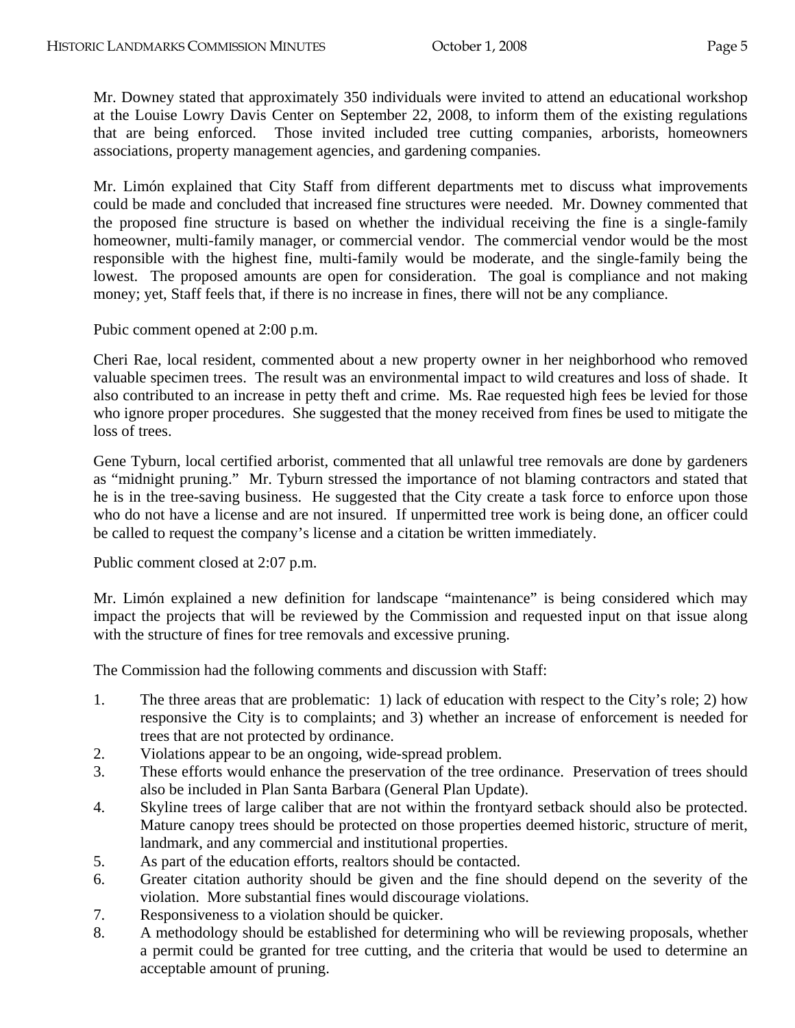Mr. Downey stated that approximately 350 individuals were invited to attend an educational workshop at the Louise Lowry Davis Center on September 22, 2008, to inform them of the existing regulations that are being enforced. Those invited included tree cutting companies, arborists, homeowners associations, property management agencies, and gardening companies.

Mr. Limón explained that City Staff from different departments met to discuss what improvements could be made and concluded that increased fine structures were needed. Mr. Downey commented that the proposed fine structure is based on whether the individual receiving the fine is a single-family homeowner, multi-family manager, or commercial vendor. The commercial vendor would be the most responsible with the highest fine, multi-family would be moderate, and the single-family being the lowest. The proposed amounts are open for consideration. The goal is compliance and not making money; yet, Staff feels that, if there is no increase in fines, there will not be any compliance.

Pubic comment opened at 2:00 p.m.

Cheri Rae, local resident, commented about a new property owner in her neighborhood who removed valuable specimen trees. The result was an environmental impact to wild creatures and loss of shade. It also contributed to an increase in petty theft and crime. Ms. Rae requested high fees be levied for those who ignore proper procedures. She suggested that the money received from fines be used to mitigate the loss of trees.

Gene Tyburn, local certified arborist, commented that all unlawful tree removals are done by gardeners as "midnight pruning." Mr. Tyburn stressed the importance of not blaming contractors and stated that he is in the tree-saving business. He suggested that the City create a task force to enforce upon those who do not have a license and are not insured. If unpermitted tree work is being done, an officer could be called to request the company's license and a citation be written immediately.

Public comment closed at 2:07 p.m.

Mr. Limón explained a new definition for landscape "maintenance" is being considered which may impact the projects that will be reviewed by the Commission and requested input on that issue along with the structure of fines for tree removals and excessive pruning.

The Commission had the following comments and discussion with Staff:

1. The three areas that are problematic: 1) lack of education with respect to the City's role; 2) how responsive the City is to complaints; and 3) whether an increase of enforcement is needed for trees that are not protected by ordinance.
2. Violations appear to be an ongoing, wide-spread problem.
3. These efforts would enhance the preservation of the tree ordinance. Preservation of trees should also be included in Plan Santa Barbara (General Plan Update).
4. Skyline trees of large caliber that are not within the frontyard setback should also be protected. Mature canopy trees should be protected on those properties deemed historic, structure of merit, landmark, and any commercial and institutional properties.
5. As part of the education efforts, realtors should be contacted.
6. Greater citation authority should be given and the fine should depend on the severity of the violation. More substantial fines would discourage violations.
7. Responsiveness to a violation should be quicker.
8. A methodology should be established for determining who will be reviewing proposals, whether a permit could be granted for tree cutting, and the criteria that would be used to determine an acceptable amount of pruning.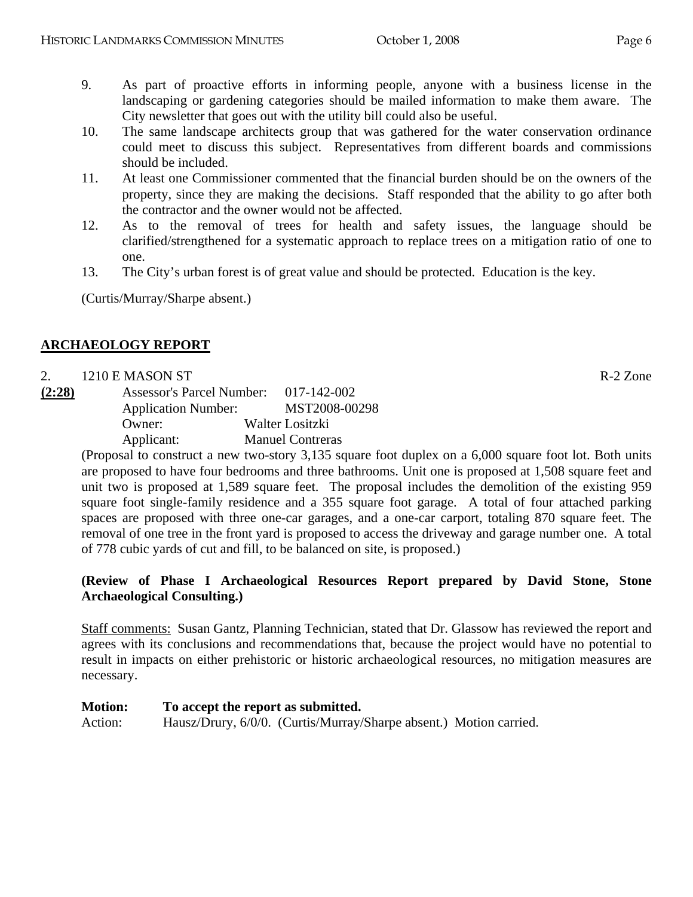9. As part of proactive efforts in informing people, anyone with a business license in the landscaping or gardening categories should be mailed information to make them aware. The City newsletter that goes out with the utility bill could also be useful.
10. The same landscape architects group that was gathered for the water conservation ordinance could meet to discuss this subject. Representatives from different boards and commissions should be included.
11. At least one Commissioner commented that the financial burden should be on the owners of the property, since they are making the decisions. Staff responded that the ability to go after both the contractor and the owner would not be affected.
12. As to the removal of trees for health and safety issues, the language should be clarified/strengthened for a systematic approach to replace trees on a mitigation ratio of one to one.
13. The City's urban forest is of great value and should be protected. Education is the key.

(Curtis/Murray/Sharpe absent.)

## ARCHAEOLOGY REPORT

2. 1210 E MASON ST R-2 Zone

**(2:28)**

Assessor's Parcel Number: 017-142-002
Application Number: MST2008-00298
Owner: Walter Lositzki
Applicant: Manuel Contreras

(Proposal to construct a new two-story 3,135 square foot duplex on a 6,000 square foot lot. Both units are proposed to have four bedrooms and three bathrooms. Unit one is proposed at 1,508 square feet and unit two is proposed at 1,589 square feet. The proposal includes the demolition of the existing 959 square foot single-family residence and a 355 square foot garage. A total of four attached parking spaces are proposed with three one-car garages, and a one-car carport, totaling 870 square feet. The removal of one tree in the front yard is proposed to access the driveway and garage number one. A total of 778 cubic yards of cut and fill, to be balanced on site, is proposed.)

**(Review of Phase I Archaeological Resources Report prepared by David Stone, Stone Archaeological Consulting.)**

Staff comments: Susan Gantz, Planning Technician, stated that Dr. Glassow has reviewed the report and agrees with its conclusions and recommendations that, because the project would have no potential to result in impacts on either prehistoric or historic archaeological resources, no mitigation measures are necessary.

**Motion: To accept the report as submitted.**
Action: Hausz/Drury, 6/0/0. (Curtis/Murray/Sharpe absent.) Motion carried.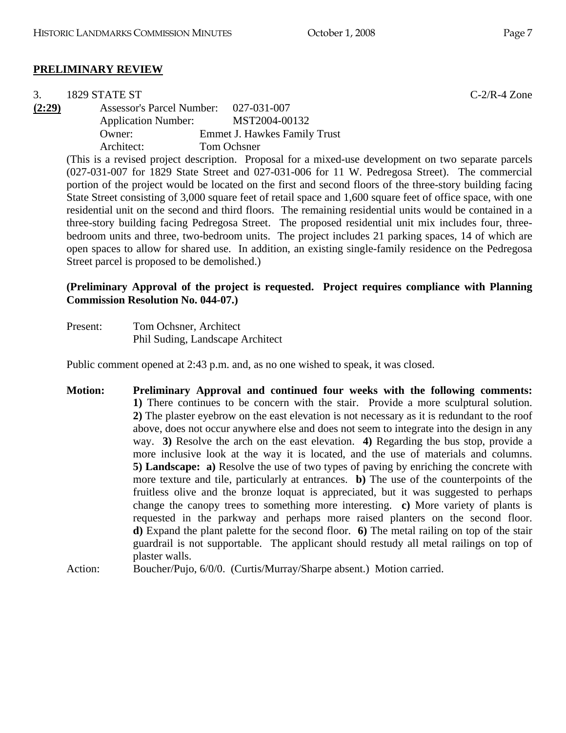## PRELIMINARY REVIEW

3. 1829 STATE ST C-2/R-4 Zone

**(2:29)** Assessor's Parcel Number: 027-031-007
Application Number: MST2004-00132
Owner: Emmet J. Hawkes Family Trust
Architect: Tom Ochsner

(This is a revised project description. Proposal for a mixed-use development on two separate parcels (027-031-007 for 1829 State Street and 027-031-006 for 11 W. Pedregosa Street). The commercial portion of the project would be located on the first and second floors of the three-story building facing State Street consisting of 3,000 square feet of retail space and 1,600 square feet of office space, with one residential unit on the second and third floors. The remaining residential units would be contained in a three-story building facing Pedregosa Street. The proposed residential unit mix includes four, three-bedroom units and three, two-bedroom units. The project includes 21 parking spaces, 14 of which are open spaces to allow for shared use. In addition, an existing single-family residence on the Pedregosa Street parcel is proposed to be demolished.)

**(Preliminary Approval of the project is requested. Project requires compliance with Planning Commission Resolution No. 044-07.)**

Present: Tom Ochsner, Architect
Phil Suding, Landscape Architect

Public comment opened at 2:43 p.m. and, as no one wished to speak, it was closed.

**Motion:** **Preliminary Approval and continued four weeks with the following comments:** **1)** There continues to be concern with the stair. Provide a more sculptural solution. **2)** The plaster eyebrow on the east elevation is not necessary as it is redundant to the roof above, does not occur anywhere else and does not seem to integrate into the design in any way. **3)** Resolve the arch on the east elevation. **4)** Regarding the bus stop, provide a more inclusive look at the way it is located, and the use of materials and columns. **5) Landscape: a)** Resolve the use of two types of paving by enriching the concrete with more texture and tile, particularly at entrances. **b)** The use of the counterpoints of the fruitless olive and the bronze loquat is appreciated, but it was suggested to perhaps change the canopy trees to something more interesting. **c)** More variety of plants is requested in the parkway and perhaps more raised planters on the second floor. **d)** Expand the plant palette for the second floor. **6)** The metal railing on top of the stair guardrail is not supportable. The applicant should restudy all metal railings on top of plaster walls.

Action: Boucher/Pujo, 6/0/0. (Curtis/Murray/Sharpe absent.) Motion carried.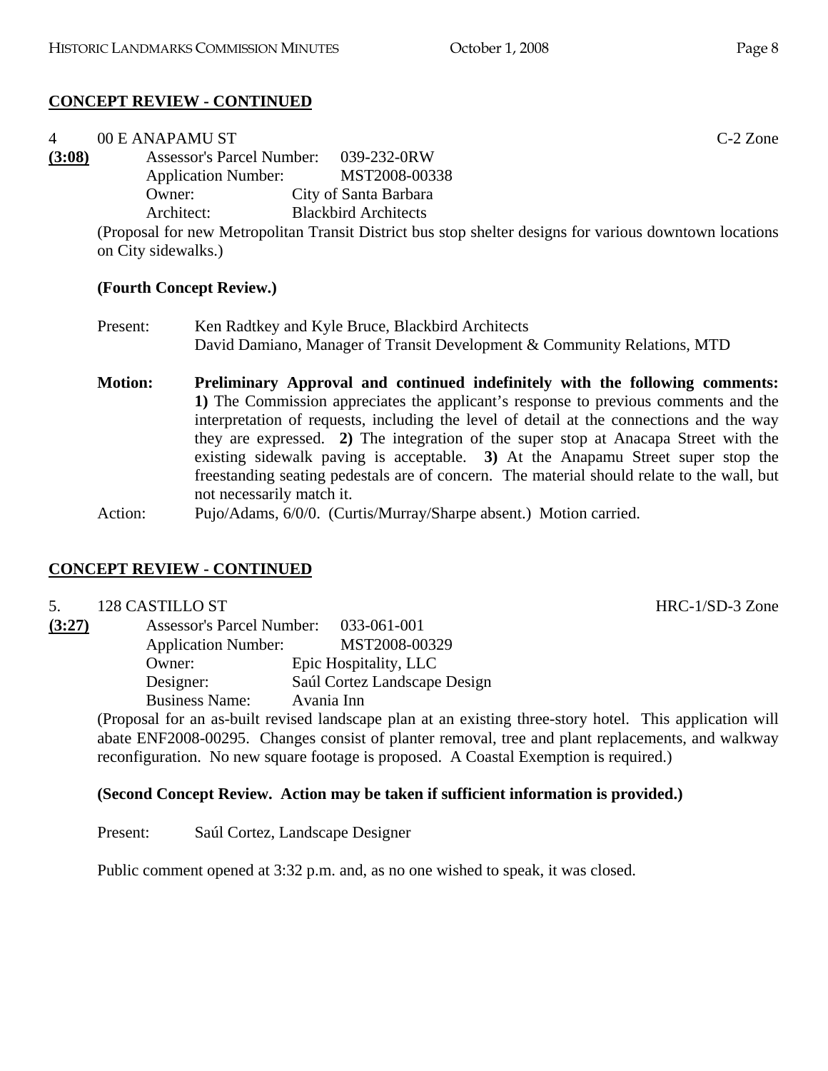**CONCEPT REVIEW - CONTINUED**

4 00 E ANAPAMU ST C-2 Zone

**(3:08)** Assessor's Parcel Number: 039-232-0RW
Application Number: MST2008-00338
Owner: City of Santa Barbara
Architect: Blackbird Architects

(Proposal for new Metropolitan Transit District bus stop shelter designs for various downtown locations on City sidewalks.)

**(Fourth Concept Review.)**

Present: Ken Radtkey and Kyle Bruce, Blackbird Architects
David Damiano, Manager of Transit Development & Community Relations, MTD

**Motion:** **Preliminary Approval and continued indefinitely with the following comments:** **1)** The Commission appreciates the applicant's response to previous comments and the interpretation of requests, including the level of detail at the connections and the way they are expressed. **2)** The integration of the super stop at Anacapa Street with the existing sidewalk paving is acceptable. **3)** At the Anapamu Street super stop the freestanding seating pedestals are of concern. The material should relate to the wall, but not necessarily match it.

Action: Pujo/Adams, 6/0/0. (Curtis/Murray/Sharpe absent.) Motion carried.

**CONCEPT REVIEW - CONTINUED**

5. 128 CASTILLO ST HRC-1/SD-3 Zone

**(3:27)** Assessor's Parcel Number: 033-061-001
Application Number: MST2008-00329
Owner: Epic Hospitality, LLC
Designer: Saúl Cortez Landscape Design
Business Name: Avania Inn

(Proposal for an as-built revised landscape plan at an existing three-story hotel. This application will abate ENF2008-00295. Changes consist of planter removal, tree and plant replacements, and walkway reconfiguration. No new square footage is proposed. A Coastal Exemption is required.)

**(Second Concept Review. Action may be taken if sufficient information is provided.)**

Present: Saúl Cortez, Landscape Designer

Public comment opened at 3:32 p.m. and, as no one wished to speak, it was closed.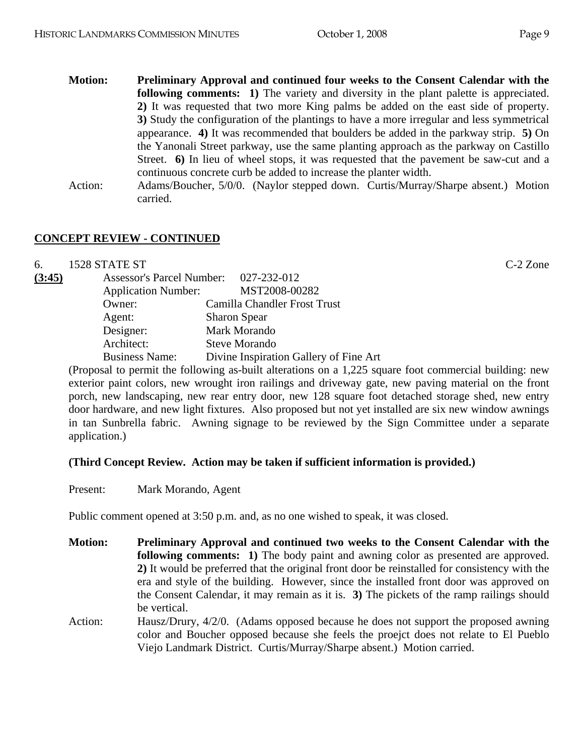**Motion: Preliminary Approval and continued four weeks to the Consent Calendar with the following comments: 1)** The variety and diversity in the plant palette is appreciated. **2)** It was requested that two more King palms be added on the east side of property. **3)** Study the configuration of the plantings to have a more irregular and less symmetrical appearance. **4)** It was recommended that boulders be added in the parkway strip. **5)** On the Yanonali Street parkway, use the same planting approach as the parkway on Castillo Street. **6)** In lieu of wheel stops, it was requested that the pavement be saw-cut and a continuous concrete curb be added to increase the planter width.

Action: Adams/Boucher, 5/0/0. (Naylor stepped down. Curtis/Murray/Sharpe absent.) Motion carried.

## CONCEPT REVIEW - CONTINUED

6. 1528 STATE ST C-2 Zone

**(3:45)**

Assessor's Parcel Number: 027-232-012
Application Number: MST2008-00282
Owner: Camilla Chandler Frost Trust
Agent: Sharon Spear
Designer: Mark Morando
Architect: Steve Morando
Business Name: Divine Inspiration Gallery of Fine Art

(Proposal to permit the following as-built alterations on a 1,225 square foot commercial building: new exterior paint colors, new wrought iron railings and driveway gate, new paving material on the front porch, new landscaping, new rear entry door, new 128 square foot detached storage shed, new entry door hardware, and new light fixtures. Also proposed but not yet installed are six new window awnings in tan Sunbrella fabric. Awning signage to be reviewed by the Sign Committee under a separate application.)

**(Third Concept Review. Action may be taken if sufficient information is provided.)**

Present: Mark Morando, Agent

Public comment opened at 3:50 p.m. and, as no one wished to speak, it was closed.

**Motion: Preliminary Approval and continued two weeks to the Consent Calendar with the following comments: 1)** The body paint and awning color as presented are approved. **2)** It would be preferred that the original front door be reinstalled for consistency with the era and style of the building. However, since the installed front door was approved on the Consent Calendar, it may remain as it is. **3)** The pickets of the ramp railings should be vertical.

Action: Hausz/Drury, 4/2/0. (Adams opposed because he does not support the proposed awning color and Boucher opposed because she feels the proejct does not relate to El Pueblo Viejo Landmark District. Curtis/Murray/Sharpe absent.) Motion carried.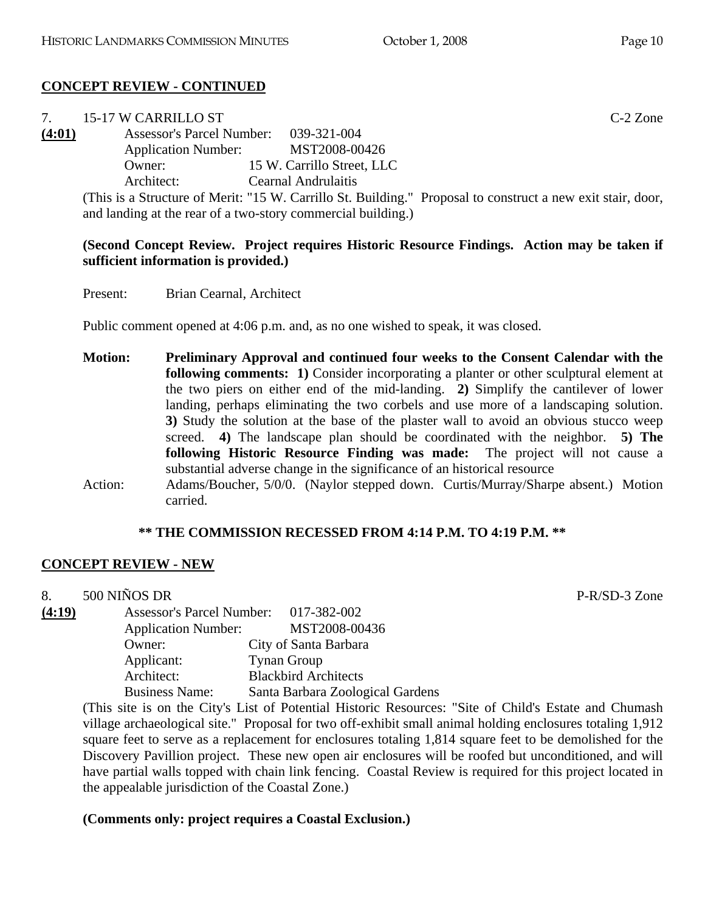**CONCEPT REVIEW - CONTINUED**

7. 15-17 W CARRILLO ST C-2 Zone

**(4:01)** Assessor's Parcel Number: 039-321-004
Application Number: MST2008-00426
Owner: 15 W. Carrillo Street, LLC
Architect: Cearnal Andrulaitis

(This is a Structure of Merit: "15 W. Carrillo St. Building." Proposal to construct a new exit stair, door, and landing at the rear of a two-story commercial building.)

**(Second Concept Review. Project requires Historic Resource Findings. Action may be taken if sufficient information is provided.)**

Present: Brian Cearnal, Architect

Public comment opened at 4:06 p.m. and, as no one wished to speak, it was closed.

**Motion: Preliminary Approval and continued four weeks to the Consent Calendar with the following comments: 1)** Consider incorporating a planter or other sculptural element at the two piers on either end of the mid-landing. **2)** Simplify the cantilever of lower landing, perhaps eliminating the two corbels and use more of a landscaping solution. **3)** Study the solution at the base of the plaster wall to avoid an obvious stucco weep screed. **4)** The landscape plan should be coordinated with the neighbor. **5) The following Historic Resource Finding was made:** The project will not cause a substantial adverse change in the significance of an historical resource

Action: Adams/Boucher, 5/0/0. (Naylor stepped down. Curtis/Murray/Sharpe absent.) Motion carried.

**\*\* THE COMMISSION RECESSED FROM 4:14 P.M. TO 4:19 P.M. \*\***

**CONCEPT REVIEW - NEW**

8. 500 NIÑOS DR P-R/SD-3 Zone

**(4:19)** Assessor's Parcel Number: 017-382-002
Application Number: MST2008-00436
Owner: City of Santa Barbara
Applicant: Tynan Group
Architect: Blackbird Architects
Business Name: Santa Barbara Zoological Gardens

(This site is on the City's List of Potential Historic Resources: "Site of Child's Estate and Chumash village archaeological site." Proposal for two off-exhibit small animal holding enclosures totaling 1,912 square feet to serve as a replacement for enclosures totaling 1,814 square feet to be demolished for the Discovery Pavillion project. These new open air enclosures will be roofed but unconditioned, and will have partial walls topped with chain link fencing. Coastal Review is required for this project located in the appealable jurisdiction of the Coastal Zone.)

**(Comments only: project requires a Coastal Exclusion.)**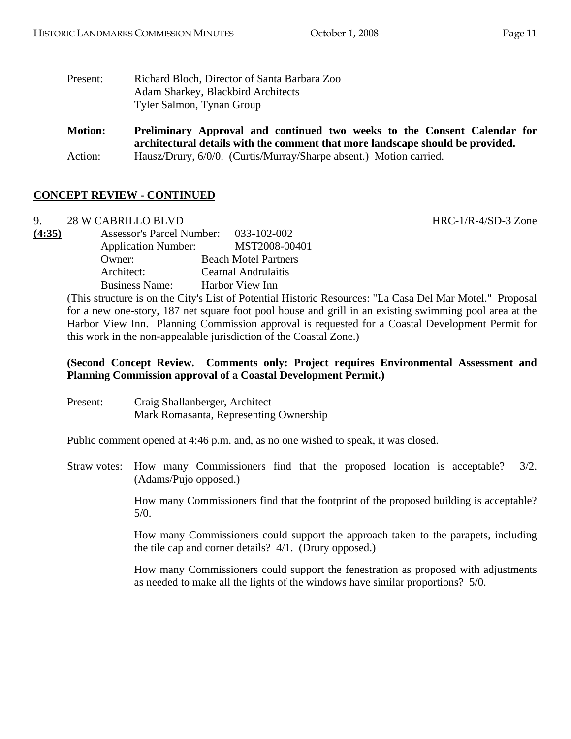Present: Richard Bloch, Director of Santa Barbara Zoo
Adam Sharkey, Blackbird Architects
Tyler Salmon, Tynan Group

**Motion: Preliminary Approval and continued two weeks to the Consent Calendar for architectural details with the comment that more landscape should be provided.**

Action: Hausz/Drury, 6/0/0. (Curtis/Murray/Sharpe absent.) Motion carried.

## CONCEPT REVIEW - CONTINUED

9. 28 W CABRILLO BLVD HRC-1/R-4/SD-3 Zone

**(4:35)**

Assessor's Parcel Number: 033-102-002
Application Number: MST2008-00401
Owner: Beach Motel Partners
Architect: Cearnal Andrulaitis
Business Name: Harbor View Inn

(This structure is on the City's List of Potential Historic Resources: "La Casa Del Mar Motel." Proposal for a new one-story, 187 net square foot pool house and grill in an existing swimming pool area at the Harbor View Inn. Planning Commission approval is requested for a Coastal Development Permit for this work in the non-appealable jurisdiction of the Coastal Zone.)

**(Second Concept Review. Comments only: Project requires Environmental Assessment and Planning Commission approval of a Coastal Development Permit.)**

Present: Craig Shallanberger, Architect
Mark Romasanta, Representing Ownership

Public comment opened at 4:46 p.m. and, as no one wished to speak, it was closed.

Straw votes: How many Commissioners find that the proposed location is acceptable? 3/2. (Adams/Pujo opposed.)

How many Commissioners find that the footprint of the proposed building is acceptable? 5/0.

How many Commissioners could support the approach taken to the parapets, including the tile cap and corner details? 4/1. (Drury opposed.)

How many Commissioners could support the fenestration as proposed with adjustments as needed to make all the lights of the windows have similar proportions? 5/0.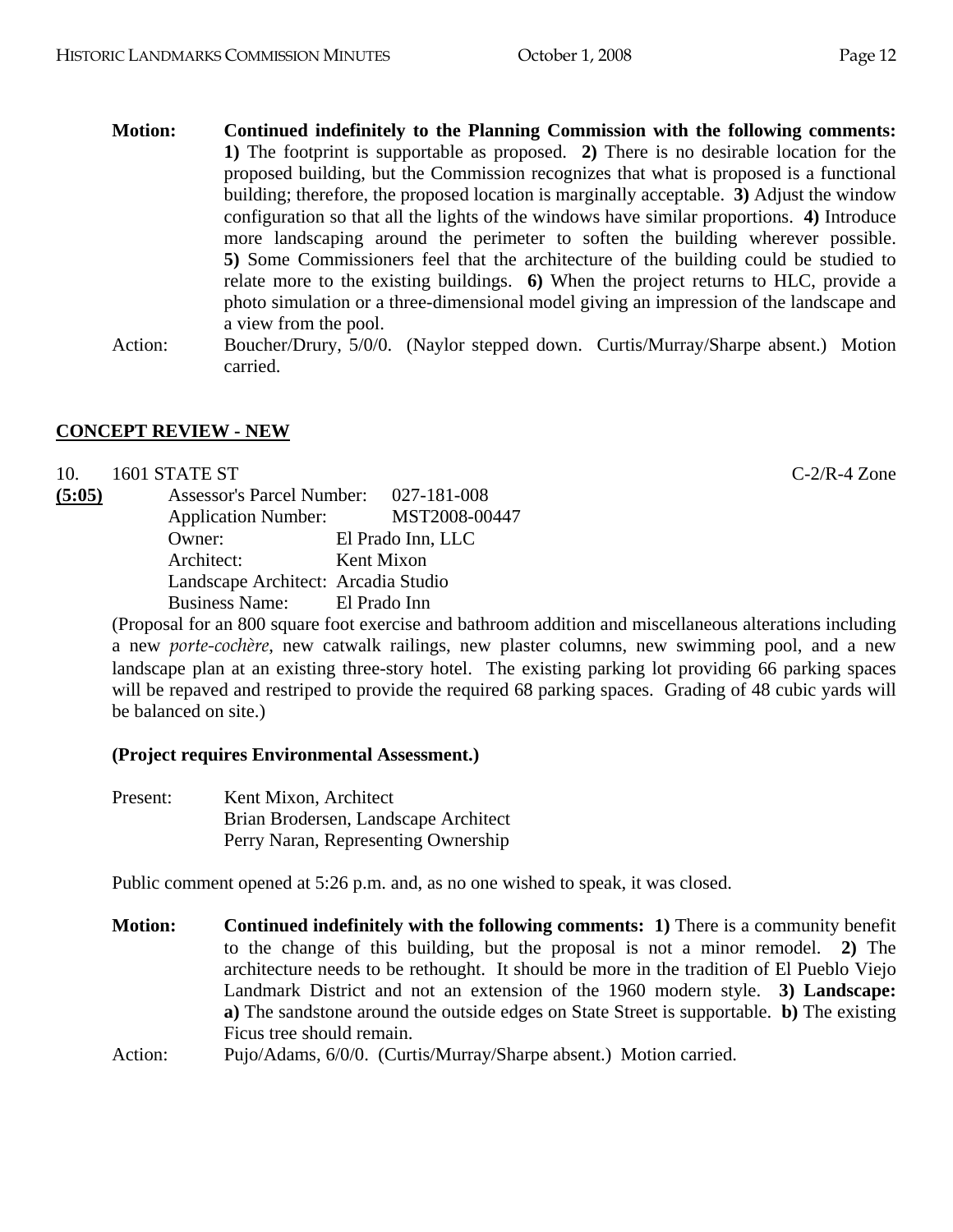**Motion:** **Continued indefinitely to the Planning Commission with the following comments:** **1)** The footprint is supportable as proposed. **2)** There is no desirable location for the proposed building, but the Commission recognizes that what is proposed is a functional building; therefore, the proposed location is marginally acceptable. **3)** Adjust the window configuration so that all the lights of the windows have similar proportions. **4)** Introduce more landscaping around the perimeter to soften the building wherever possible. **5)** Some Commissioners feel that the architecture of the building could be studied to relate more to the existing buildings. **6)** When the project returns to HLC, provide a photo simulation or a three-dimensional model giving an impression of the landscape and a view from the pool.

Action: Boucher/Drury, 5/0/0. (Naylor stepped down. Curtis/Murray/Sharpe absent.) Motion carried.

## CONCEPT REVIEW - NEW

10. 1601 STATE ST C-2/R-4 Zone

**(5:05)**

Assessor's Parcel Number: 027-181-008
Application Number: MST2008-00447
Owner: El Prado Inn, LLC
Architect: Kent Mixon
Landscape Architect: Arcadia Studio
Business Name: El Prado Inn

(Proposal for an 800 square foot exercise and bathroom addition and miscellaneous alterations including a new *porte-cochère*, new catwalk railings, new plaster columns, new swimming pool, and a new landscape plan at an existing three-story hotel. The existing parking lot providing 66 parking spaces will be repaved and restriped to provide the required 68 parking spaces. Grading of 48 cubic yards will be balanced on site.)

**(Project requires Environmental Assessment.)**

Present: Kent Mixon, Architect
Brian Brodersen, Landscape Architect
Perry Naran, Representing Ownership

Public comment opened at 5:26 p.m. and, as no one wished to speak, it was closed.

**Motion:** **Continued indefinitely with the following comments:** **1)** There is a community benefit to the change of this building, but the proposal is not a minor remodel. **2)** The architecture needs to be rethought. It should be more in the tradition of El Pueblo Viejo Landmark District and not an extension of the 1960 modern style. **3) Landscape:** **a)** The sandstone around the outside edges on State Street is supportable. **b)** The existing Ficus tree should remain.

Action: Pujo/Adams, 6/0/0. (Curtis/Murray/Sharpe absent.) Motion carried.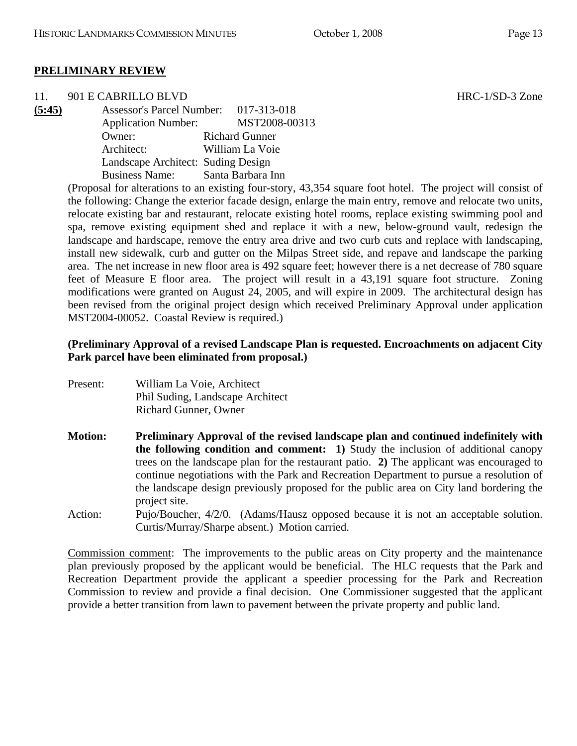## PRELIMINARY REVIEW

11. 901 E CABRILLO BLVD HRC-1/SD-3 Zone

**(5:45)**

Assessor's Parcel Number: 017-313-018
Application Number: MST2008-00313
Owner: Richard Gunner
Architect: William La Voie
Landscape Architect: Suding Design
Business Name: Santa Barbara Inn

(Proposal for alterations to an existing four-story, 43,354 square foot hotel. The project will consist of the following: Change the exterior facade design, enlarge the main entry, remove and relocate two units, relocate existing bar and restaurant, relocate existing hotel rooms, replace existing swimming pool and spa, remove existing equipment shed and replace it with a new, below-ground vault, redesign the landscape and hardscape, remove the entry area drive and two curb cuts and replace with landscaping, install new sidewalk, curb and gutter on the Milpas Street side, and repave and landscape the parking area. The net increase in new floor area is 492 square feet; however there is a net decrease of 780 square feet of Measure E floor area. The project will result in a 43,191 square foot structure. Zoning modifications were granted on August 24, 2005, and will expire in 2009. The architectural design has been revised from the original project design which received Preliminary Approval under application MST2004-00052. Coastal Review is required.)

**(Preliminary Approval of a revised Landscape Plan is requested. Encroachments on adjacent City Park parcel have been eliminated from proposal.)**

Present: William La Voie, Architect
Phil Suding, Landscape Architect
Richard Gunner, Owner

**Motion: Preliminary Approval of the revised landscape plan and continued indefinitely with the following condition and comment: 1)** Study the inclusion of additional canopy trees on the landscape plan for the restaurant patio. **2)** The applicant was encouraged to continue negotiations with the Park and Recreation Department to pursue a resolution of the landscape design previously proposed for the public area on City land bordering the project site.

Action: Pujo/Boucher, 4/2/0. (Adams/Hausz opposed because it is not an acceptable solution. Curtis/Murray/Sharpe absent.) Motion carried.

Commission comment: The improvements to the public areas on City property and the maintenance plan previously proposed by the applicant would be beneficial. The HLC requests that the Park and Recreation Department provide the applicant a speedier processing for the Park and Recreation Commission to review and provide a final decision. One Commissioner suggested that the applicant provide a better transition from lawn to pavement between the private property and public land.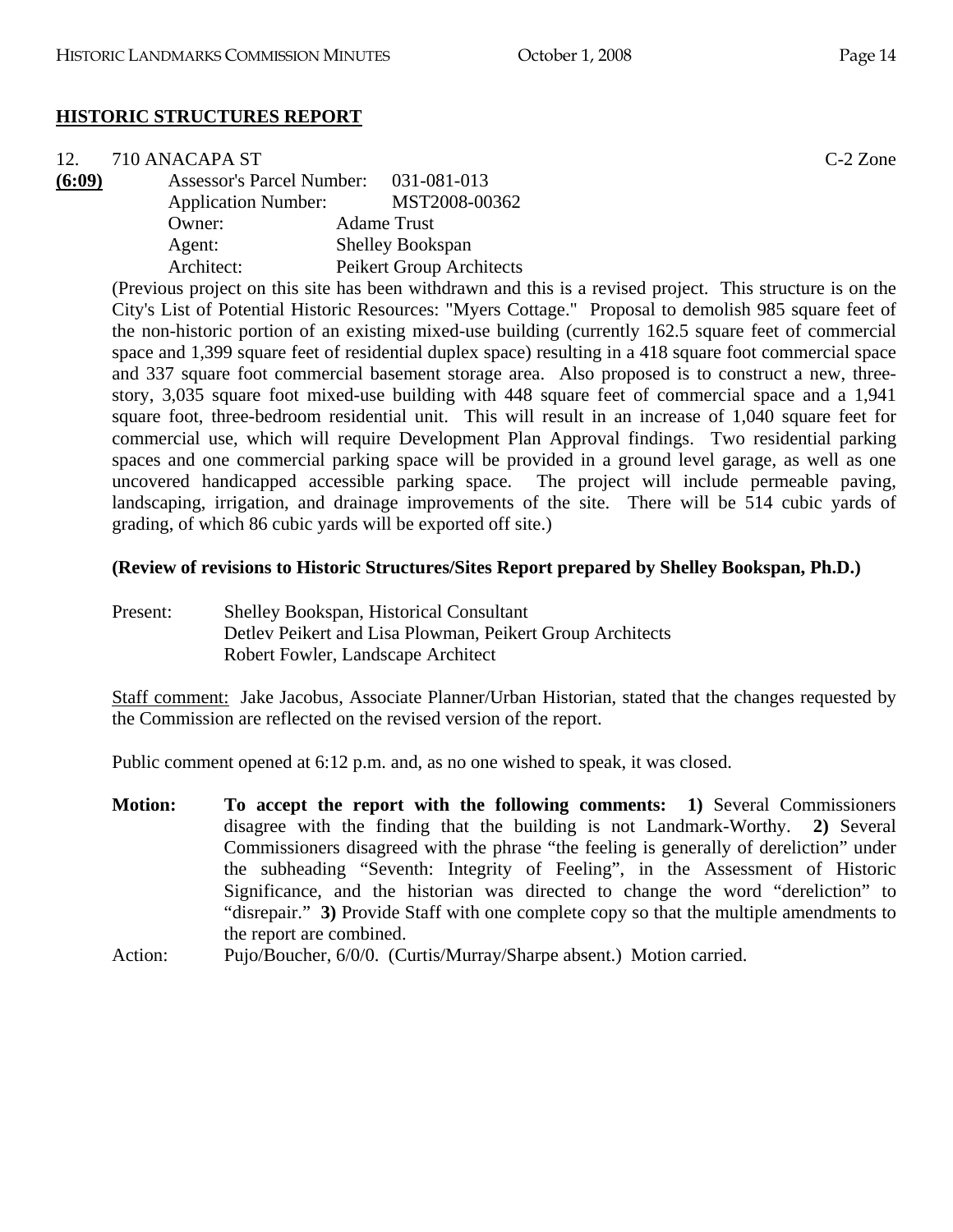## HISTORIC STRUCTURES REPORT

12. 710 ANACAPA ST C-2 Zone

**(6:09)**

Assessor's Parcel Number: 031-081-013
Application Number: MST2008-00362
Owner: Adame Trust
Agent: Shelley Bookspan
Architect: Peikert Group Architects

(Previous project on this site has been withdrawn and this is a revised project. This structure is on the City's List of Potential Historic Resources: "Myers Cottage." Proposal to demolish 985 square feet of the non-historic portion of an existing mixed-use building (currently 162.5 square feet of commercial space and 1,399 square feet of residential duplex space) resulting in a 418 square foot commercial space and 337 square foot commercial basement storage area. Also proposed is to construct a new, three-story, 3,035 square foot mixed-use building with 448 square feet of commercial space and a 1,941 square foot, three-bedroom residential unit. This will result in an increase of 1,040 square feet for commercial use, which will require Development Plan Approval findings. Two residential parking spaces and one commercial parking space will be provided in a ground level garage, as well as one uncovered handicapped accessible parking space. The project will include permeable paving, landscaping, irrigation, and drainage improvements of the site. There will be 514 cubic yards of grading, of which 86 cubic yards will be exported off site.)

**(Review of revisions to Historic Structures/Sites Report prepared by Shelley Bookspan, Ph.D.)**

Present: Shelley Bookspan, Historical Consultant
Detlev Peikert and Lisa Plowman, Peikert Group Architects
Robert Fowler, Landscape Architect

Staff comment: Jake Jacobus, Associate Planner/Urban Historian, stated that the changes requested by the Commission are reflected on the revised version of the report.

Public comment opened at 6:12 p.m. and, as no one wished to speak, it was closed.

**Motion:** **To accept the report with the following comments: 1)** Several Commissioners disagree with the finding that the building is not Landmark-Worthy. **2)** Several Commissioners disagreed with the phrase "the feeling is generally of dereliction" under the subheading "Seventh: Integrity of Feeling", in the Assessment of Historic Significance, and the historian was directed to change the word "dereliction" to "disrepair." **3)** Provide Staff with one complete copy so that the multiple amendments to the report are combined.

Action: Pujo/Boucher, 6/0/0. (Curtis/Murray/Sharpe absent.) Motion carried.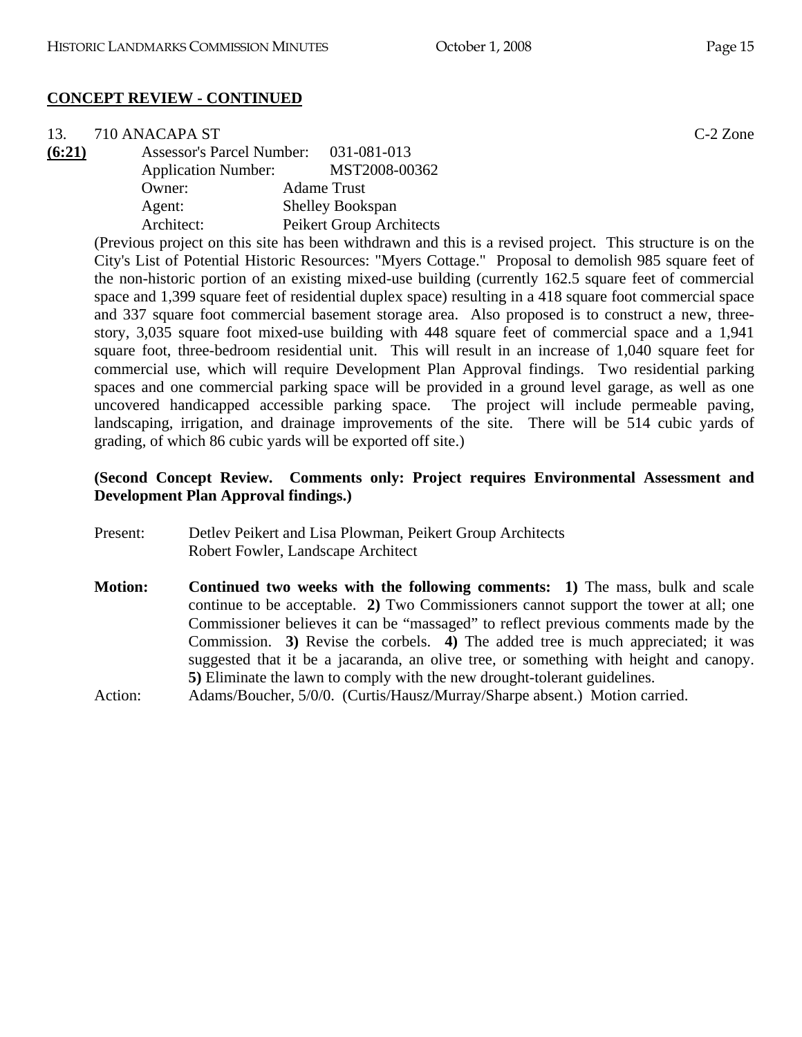**CONCEPT REVIEW - CONTINUED**

13. 710 ANACAPA ST C-2 Zone

**(6:21)**

Assessor's Parcel Number: 031-081-013
Application Number: MST2008-00362
Owner: Adame Trust
Agent: Shelley Bookspan
Architect: Peikert Group Architects

(Previous project on this site has been withdrawn and this is a revised project. This structure is on the City's List of Potential Historic Resources: "Myers Cottage." Proposal to demolish 985 square feet of the non-historic portion of an existing mixed-use building (currently 162.5 square feet of commercial space and 1,399 square feet of residential duplex space) resulting in a 418 square foot commercial space and 337 square foot commercial basement storage area. Also proposed is to construct a new, three-story, 3,035 square foot mixed-use building with 448 square feet of commercial space and a 1,941 square foot, three-bedroom residential unit. This will result in an increase of 1,040 square feet for commercial use, which will require Development Plan Approval findings. Two residential parking spaces and one commercial parking space will be provided in a ground level garage, as well as one uncovered handicapped accessible parking space. The project will include permeable paving, landscaping, irrigation, and drainage improvements of the site. There will be 514 cubic yards of grading, of which 86 cubic yards will be exported off site.)

**(Second Concept Review. Comments only: Project requires Environmental Assessment and Development Plan Approval findings.)**

Present: Detlev Peikert and Lisa Plowman, Peikert Group Architects
Robert Fowler, Landscape Architect

**Motion:** **Continued two weeks with the following comments: 1)** The mass, bulk and scale continue to be acceptable. **2)** Two Commissioners cannot support the tower at all; one Commissioner believes it can be "massaged" to reflect previous comments made by the Commission. **3)** Revise the corbels. **4)** The added tree is much appreciated; it was suggested that it be a jacaranda, an olive tree, or something with height and canopy. **5)** Eliminate the lawn to comply with the new drought-tolerant guidelines.

Action: Adams/Boucher, 5/0/0. (Curtis/Hausz/Murray/Sharpe absent.) Motion carried.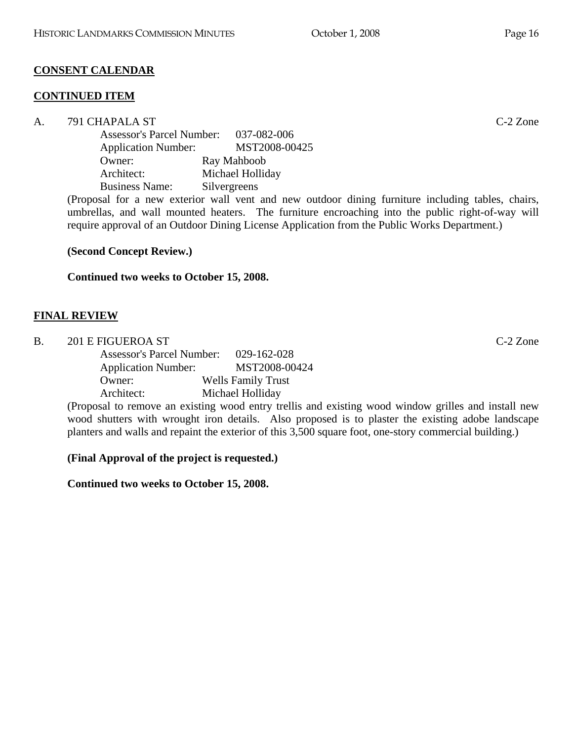**CONSENT CALENDAR**

**CONTINUED ITEM**

A. 791 CHAPALA ST C-2 Zone

Assessor's Parcel Number: 037-082-006
Application Number: MST2008-00425
Owner: Ray Mahboob
Architect: Michael Holliday
Business Name: Silvergreens

(Proposal for a new exterior wall vent and new outdoor dining furniture including tables, chairs, umbrellas, and wall mounted heaters. The furniture encroaching into the public right-of-way will require approval of an Outdoor Dining License Application from the Public Works Department.)

**(Second Concept Review.)**

**Continued two weeks to October 15, 2008.**

**FINAL REVIEW**

B. 201 E FIGUEROA ST C-2 Zone

Assessor's Parcel Number: 029-162-028
Application Number: MST2008-00424
Owner: Wells Family Trust
Architect: Michael Holliday

(Proposal to remove an existing wood entry trellis and existing wood window grilles and install new wood shutters with wrought iron details. Also proposed is to plaster the existing adobe landscape planters and walls and repaint the exterior of this 3,500 square foot, one-story commercial building.)

**(Final Approval of the project is requested.)**

**Continued two weeks to October 15, 2008.**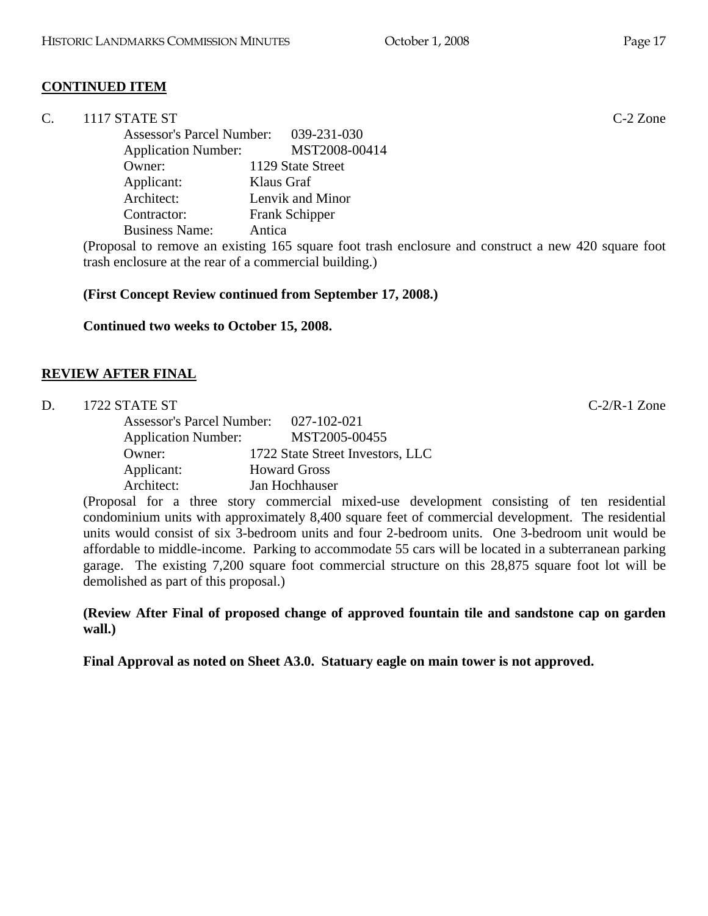**CONTINUED ITEM**

C. 1117 STATE ST C-2 Zone

Assessor's Parcel Number: 039-231-030
Application Number: MST2008-00414
Owner: 1129 State Street
Applicant: Klaus Graf
Architect: Lenvik and Minor
Contractor: Frank Schipper
Business Name: Antica

(Proposal to remove an existing 165 square foot trash enclosure and construct a new 420 square foot trash enclosure at the rear of a commercial building.)

**(First Concept Review continued from September 17, 2008.)**

**Continued two weeks to October 15, 2008.**

**REVIEW AFTER FINAL**

D. 1722 STATE ST C-2/R-1 Zone

Assessor's Parcel Number: 027-102-021
Application Number: MST2005-00455
Owner: 1722 State Street Investors, LLC
Applicant: Howard Gross
Architect: Jan Hochhauser

(Proposal for a three story commercial mixed-use development consisting of ten residential condominium units with approximately 8,400 square feet of commercial development. The residential units would consist of six 3-bedroom units and four 2-bedroom units. One 3-bedroom unit would be affordable to middle-income. Parking to accommodate 55 cars will be located in a subterranean parking garage. The existing 7,200 square foot commercial structure on this 28,875 square foot lot will be demolished as part of this proposal.)

**(Review After Final of proposed change of approved fountain tile and sandstone cap on garden wall.)**

**Final Approval as noted on Sheet A3.0. Statuary eagle on main tower is not approved.**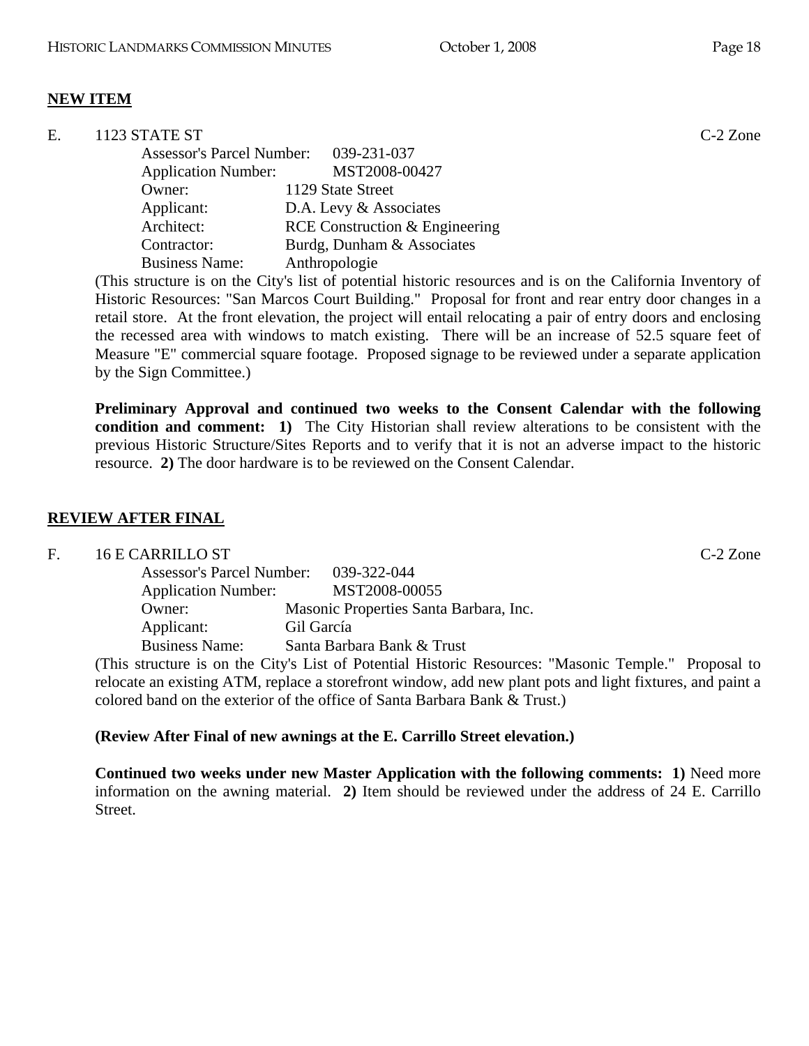**NEW ITEM**

E. 1123 STATE ST C-2 Zone

Assessor's Parcel Number: 039-231-037
Application Number: MST2008-00427
Owner: 1129 State Street
Applicant: D.A. Levy & Associates
Architect: RCE Construction & Engineering
Contractor: Burdg, Dunham & Associates
Business Name: Anthropologie

(This structure is on the City's list of potential historic resources and is on the California Inventory of Historic Resources: "San Marcos Court Building." Proposal for front and rear entry door changes in a retail store. At the front elevation, the project will entail relocating a pair of entry doors and enclosing the recessed area with windows to match existing. There will be an increase of 52.5 square feet of Measure "E" commercial square footage. Proposed signage to be reviewed under a separate application by the Sign Committee.)

**Preliminary Approval and continued two weeks to the Consent Calendar with the following condition and comment: 1)** The City Historian shall review alterations to be consistent with the previous Historic Structure/Sites Reports and to verify that it is not an adverse impact to the historic resource. **2)** The door hardware is to be reviewed on the Consent Calendar.

**REVIEW AFTER FINAL**

F. 16 E CARRILLO ST C-2 Zone

Assessor's Parcel Number: 039-322-044
Application Number: MST2008-00055
Owner: Masonic Properties Santa Barbara, Inc.
Applicant: Gil García
Business Name: Santa Barbara Bank & Trust

(This structure is on the City's List of Potential Historic Resources: "Masonic Temple." Proposal to relocate an existing ATM, replace a storefront window, add new plant pots and light fixtures, and paint a colored band on the exterior of the office of Santa Barbara Bank & Trust.)

**(Review After Final of new awnings at the E. Carrillo Street elevation.)**

**Continued two weeks under new Master Application with the following comments: 1)** Need more information on the awning material. **2)** Item should be reviewed under the address of 24 E. Carrillo Street.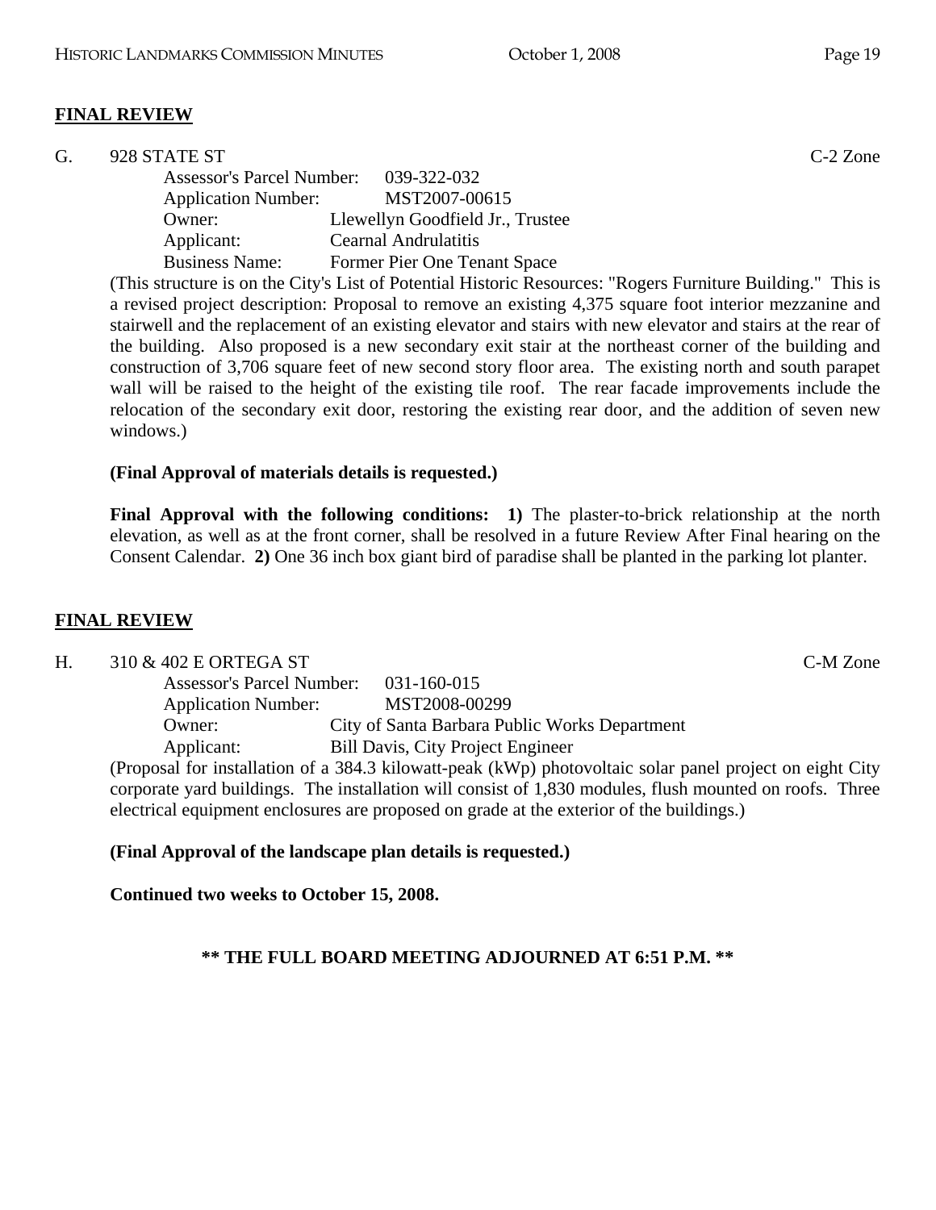## FINAL REVIEW

G. 928 STATE ST C-2 Zone

Assessor's Parcel Number: 039-322-032
Application Number: MST2007-00615
Owner: Llewellyn Goodfield Jr., Trustee
Applicant: Cearnal Andrulatitis
Business Name: Former Pier One Tenant Space

(This structure is on the City's List of Potential Historic Resources: "Rogers Furniture Building." This is a revised project description: Proposal to remove an existing 4,375 square foot interior mezzanine and stairwell and the replacement of an existing elevator and stairs with new elevator and stairs at the rear of the building. Also proposed is a new secondary exit stair at the northeast corner of the building and construction of 3,706 square feet of new second story floor area. The existing north and south parapet wall will be raised to the height of the existing tile roof. The rear facade improvements include the relocation of the secondary exit door, restoring the existing rear door, and the addition of seven new windows.)

**(Final Approval of materials details is requested.)**

**Final Approval with the following conditions: 1)** The plaster-to-brick relationship at the north elevation, as well as at the front corner, shall be resolved in a future Review After Final hearing on the Consent Calendar. **2)** One 36 inch box giant bird of paradise shall be planted in the parking lot planter.

## FINAL REVIEW

H. 310 & 402 E ORTEGA ST C-M Zone

Assessor's Parcel Number: 031-160-015
Application Number: MST2008-00299
Owner: City of Santa Barbara Public Works Department
Applicant: Bill Davis, City Project Engineer

(Proposal for installation of a 384.3 kilowatt-peak (kWp) photovoltaic solar panel project on eight City corporate yard buildings. The installation will consist of 1,830 modules, flush mounted on roofs. Three electrical equipment enclosures are proposed on grade at the exterior of the buildings.)

**(Final Approval of the landscape plan details is requested.)**

**Continued two weeks to October 15, 2008.**

**** THE FULL BOARD MEETING ADJOURNED AT 6:51 P.M. ****